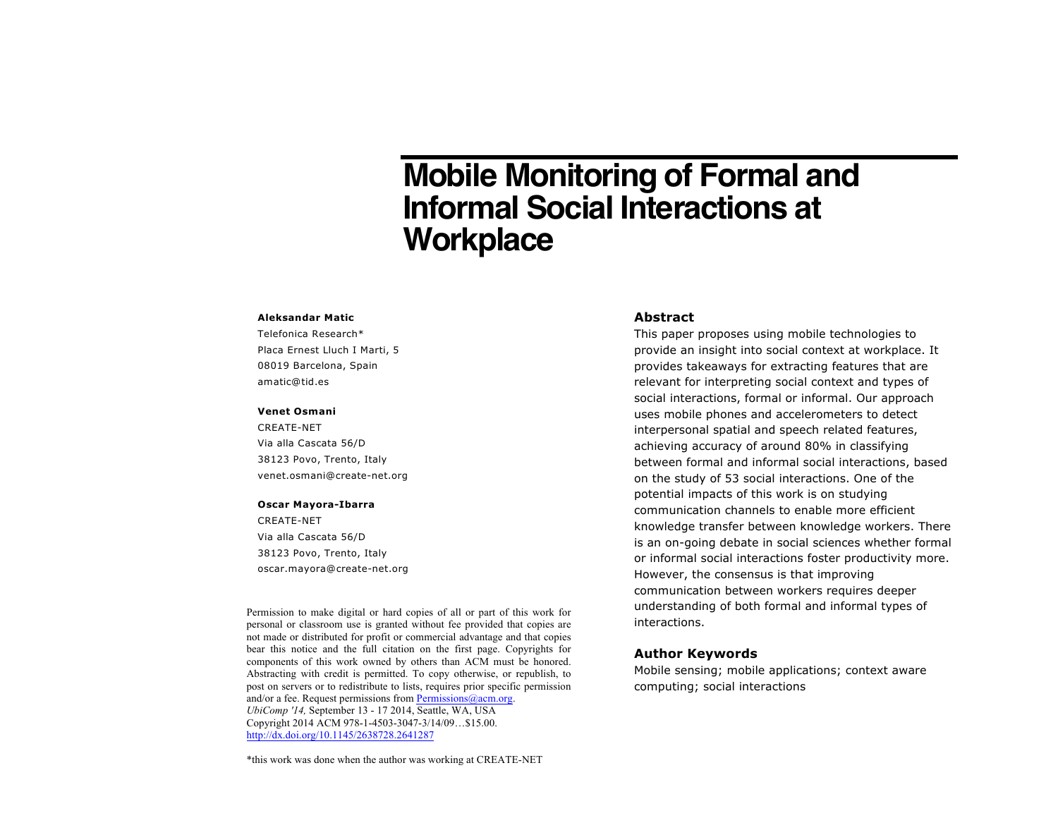# Mobile Monitoring of Formal and Informal Social Interactions at Workplace

**Aleksandar Matic**
Telefonica Research*
Placa Ernest Lluch I Marti, 5
08019 Barcelona, Spain
amatic@tid.es

**Venet Osmani**
CREATE-NET
Via alla Cascata 56/D
38123 Povo, Trento, Italy
venet.osmani@create-net.org

**Oscar Mayora-Ibarra**
CREATE-NET
Via alla Cascata 56/D
38123 Povo, Trento, Italy
oscar.mayora@create-net.org

Permission to make digital or hard copies of all or part of this work for personal or classroom use is granted without fee provided that copies are not made or distributed for profit or commercial advantage and that copies bear this notice and the full citation on the first page. Copyrights for components of this work owned by others than ACM must be honored. Abstracting with credit is permitted. To copy otherwise, or republish, to post on servers or to redistribute to lists, requires prior specific permission and/or a fee. Request permissions from Permissions@acm.org.
*UbiComp '14,* September 13 - 17 2014, Seattle, WA, USA
Copyright 2014 ACM 978-1-4503-3047-3/14/09…$15.00.
http://dx.doi.org/10.1145/2638728.2641287

*this work was done when the author was working at CREATE-NET

## Abstract

This paper proposes using mobile technologies to provide an insight into social context at workplace. It provides takeaways for extracting features that are relevant for interpreting social context and types of social interactions, formal or informal. Our approach uses mobile phones and accelerometers to detect interpersonal spatial and speech related features, achieving accuracy of around 80% in classifying between formal and informal social interactions, based on the study of 53 social interactions. One of the potential impacts of this work is on studying communication channels to enable more efficient knowledge transfer between knowledge workers. There is an on-going debate in social sciences whether formal or informal social interactions foster productivity more. However, the consensus is that improving communication between workers requires deeper understanding of both formal and informal types of interactions.

## Author Keywords

Mobile sensing; mobile applications; context aware computing; social interactions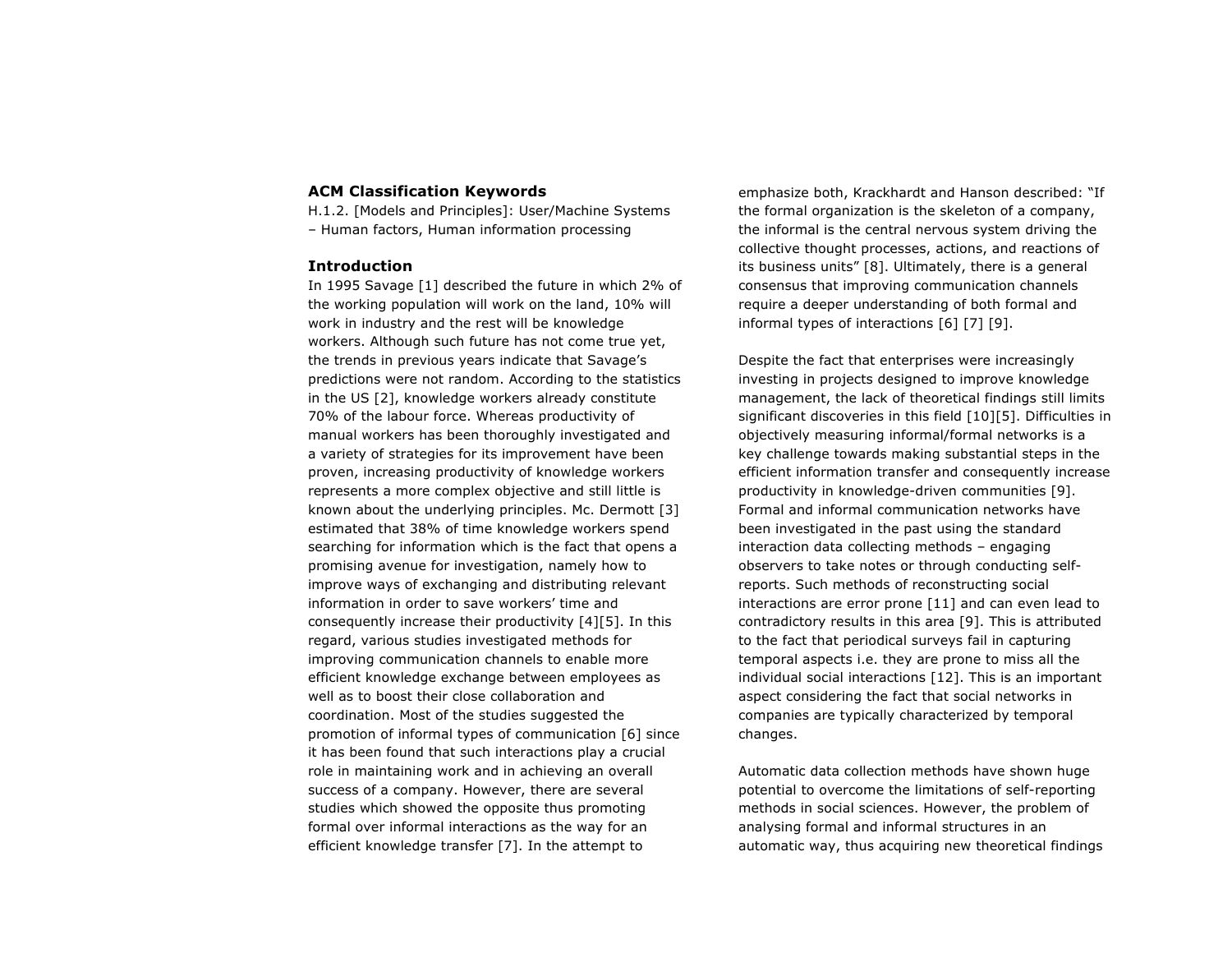## ACM Classification Keywords

H.1.2. [Models and Principles]: User/Machine Systems – Human factors, Human information processing

## Introduction

In 1995 Savage [1] described the future in which 2% of the working population will work on the land, 10% will work in industry and the rest will be knowledge workers. Although such future has not come true yet, the trends in previous years indicate that Savage's predictions were not random. According to the statistics in the US [2], knowledge workers already constitute 70% of the labour force. Whereas productivity of manual workers has been thoroughly investigated and a variety of strategies for its improvement have been proven, increasing productivity of knowledge workers represents a more complex objective and still little is known about the underlying principles. Mc. Dermott [3] estimated that 38% of time knowledge workers spend searching for information which is the fact that opens a promising avenue for investigation, namely how to improve ways of exchanging and distributing relevant information in order to save workers' time and consequently increase their productivity [4][5]. In this regard, various studies investigated methods for improving communication channels to enable more efficient knowledge exchange between employees as well as to boost their close collaboration and coordination. Most of the studies suggested the promotion of informal types of communication [6] since it has been found that such interactions play a crucial role in maintaining work and in achieving an overall success of a company. However, there are several studies which showed the opposite thus promoting formal over informal interactions as the way for an efficient knowledge transfer [7]. In the attempt to emphasize both, Krackhardt and Hanson described: "If the formal organization is the skeleton of a company, the informal is the central nervous system driving the collective thought processes, actions, and reactions of its business units" [8]. Ultimately, there is a general consensus that improving communication channels require a deeper understanding of both formal and informal types of interactions [6] [7] [9].

Despite the fact that enterprises were increasingly investing in projects designed to improve knowledge management, the lack of theoretical findings still limits significant discoveries in this field [10][5]. Difficulties in objectively measuring informal/formal networks is a key challenge towards making substantial steps in the efficient information transfer and consequently increase productivity in knowledge-driven communities [9]. Formal and informal communication networks have been investigated in the past using the standard interaction data collecting methods – engaging observers to take notes or through conducting self-reports. Such methods of reconstructing social interactions are error prone [11] and can even lead to contradictory results in this area [9]. This is attributed to the fact that periodical surveys fail in capturing temporal aspects i.e. they are prone to miss all the individual social interactions [12]. This is an important aspect considering the fact that social networks in companies are typically characterized by temporal changes.

Automatic data collection methods have shown huge potential to overcome the limitations of self-reporting methods in social sciences. However, the problem of analysing formal and informal structures in an automatic way, thus acquiring new theoretical findings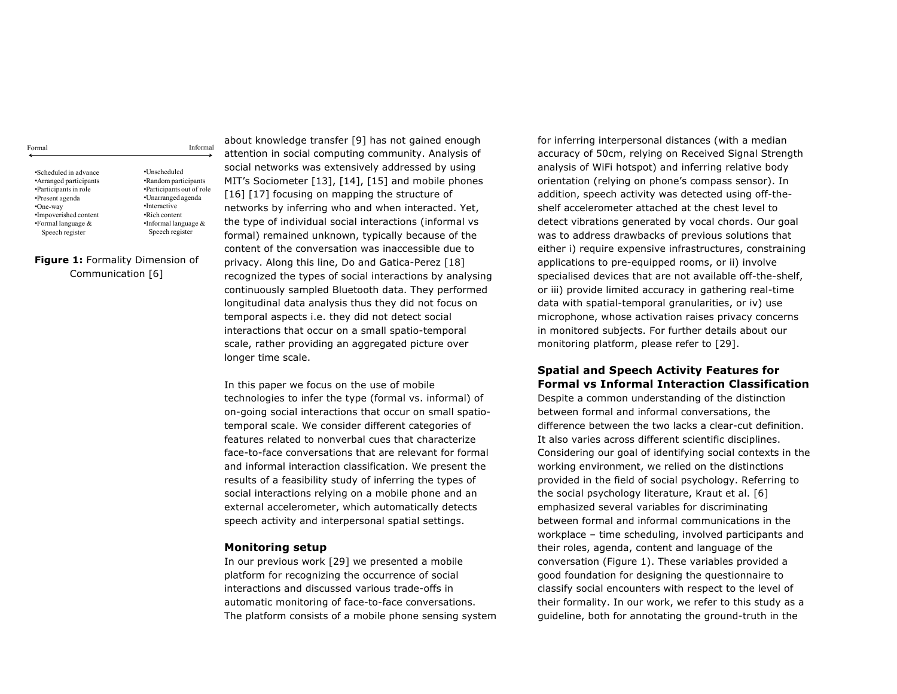| Formal | Informal |
| --- | --- |
| •Scheduled in advance | •Unscheduled |
| •Arranged participants | •Random participants |
| •Participants in role | •Participants out of role |
| •Present agenda | •Unarranged agenda |
| •One-way | •Interactive |
| •Impoverished content | •Rich content |
| •Formal language & Speech register | •Informal language & Speech register |

**Figure 1:** Formality Dimension of Communication [6]

about knowledge transfer [9] has not gained enough attention in social computing community. Analysis of social networks was extensively addressed by using MIT's Sociometer [13], [14], [15] and mobile phones [16] [17] focusing on mapping the structure of networks by inferring who and when interacted. Yet, the type of individual social interactions (informal vs formal) remained unknown, typically because of the content of the conversation was inaccessible due to privacy. Along this line, Do and Gatica-Perez [18] recognized the types of social interactions by analysing continuously sampled Bluetooth data. They performed longitudinal data analysis thus they did not focus on temporal aspects i.e. they did not detect social interactions that occur on a small spatio-temporal scale, rather providing an aggregated picture over longer time scale.

In this paper we focus on the use of mobile technologies to infer the type (formal vs. informal) of on-going social interactions that occur on small spatio-temporal scale. We consider different categories of features related to nonverbal cues that characterize face-to-face conversations that are relevant for formal and informal interaction classification. We present the results of a feasibility study of inferring the types of social interactions relying on a mobile phone and an external accelerometer, which automatically detects speech activity and interpersonal spatial settings.

### Monitoring setup

In our previous work [29] we presented a mobile platform for recognizing the occurrence of social interactions and discussed various trade-offs in automatic monitoring of face-to-face conversations. The platform consists of a mobile phone sensing system for inferring interpersonal distances (with a median accuracy of 50cm, relying on Received Signal Strength analysis of WiFi hotspot) and inferring relative body orientation (relying on phone's compass sensor). In addition, speech activity was detected using off-the-shelf accelerometer attached at the chest level to detect vibrations generated by vocal chords. Our goal was to address drawbacks of previous solutions that either i) require expensive infrastructures, constraining applications to pre-equipped rooms, or ii) involve specialised devices that are not available off-the-shelf, or iii) provide limited accuracy in gathering real-time data with spatial-temporal granularities, or iv) use microphone, whose activation raises privacy concerns in monitored subjects. For further details about our monitoring platform, please refer to [29].

### Spatial and Speech Activity Features for Formal vs Informal Interaction Classification

Despite a common understanding of the distinction between formal and informal conversations, the difference between the two lacks a clear-cut definition. It also varies across different scientific disciplines. Considering our goal of identifying social contexts in the working environment, we relied on the distinctions provided in the field of social psychology. Referring to the social psychology literature, Kraut et al. [6] emphasized several variables for discriminating between formal and informal communications in the workplace – time scheduling, involved participants and their roles, agenda, content and language of the conversation (Figure 1). These variables provided a good foundation for designing the questionnaire to classify social encounters with respect to the level of their formality. In our work, we refer to this study as a guideline, both for annotating the ground-truth in the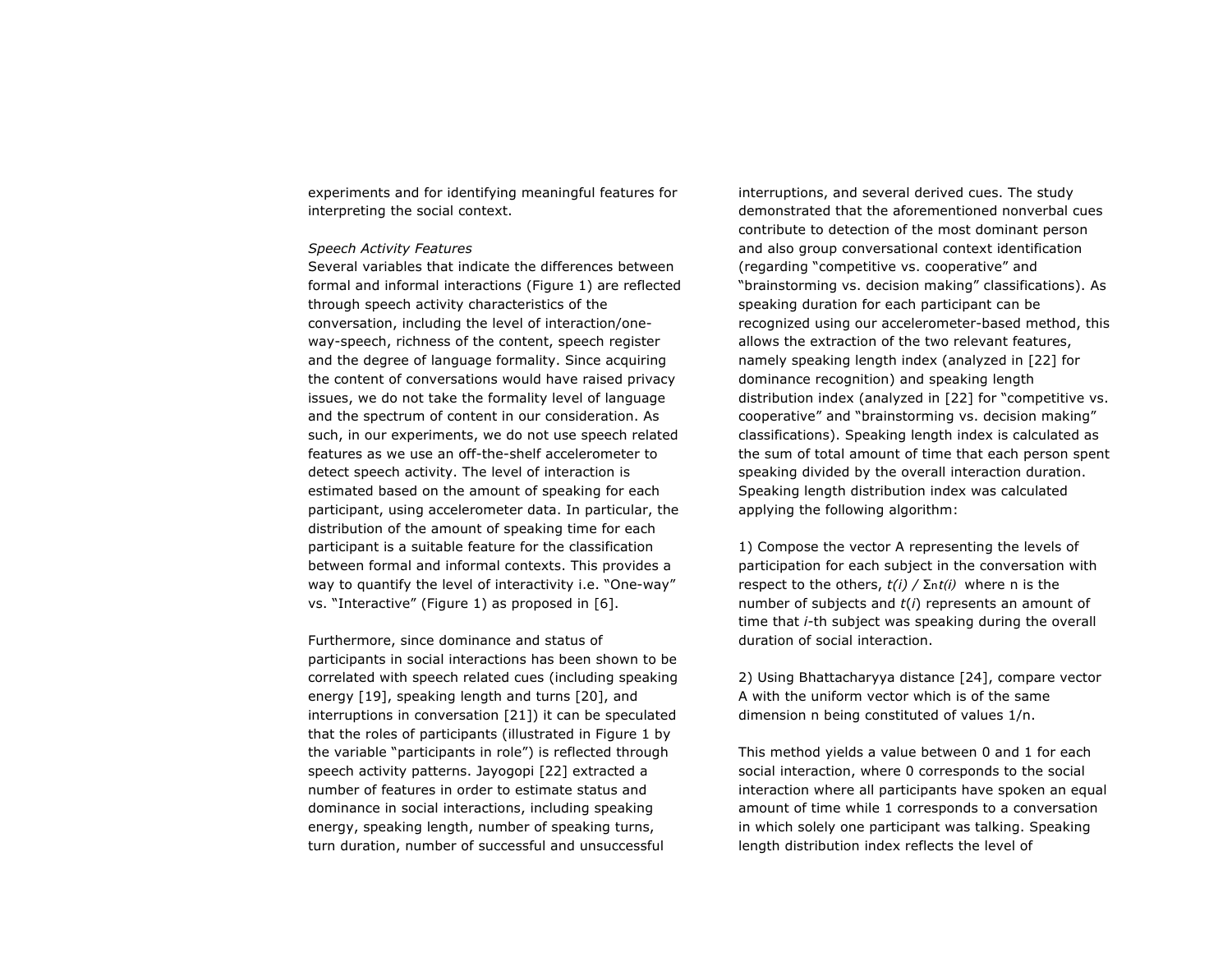experiments and for identifying meaningful features for interpreting the social context.

*Speech Activity Features*

Several variables that indicate the differences between formal and informal interactions (Figure 1) are reflected through speech activity characteristics of the conversation, including the level of interaction/one-way-speech, richness of the content, speech register and the degree of language formality. Since acquiring the content of conversations would have raised privacy issues, we do not take the formality level of language and the spectrum of content in our consideration. As such, in our experiments, we do not use speech related features as we use an off-the-shelf accelerometer to detect speech activity. The level of interaction is estimated based on the amount of speaking for each participant, using accelerometer data. In particular, the distribution of the amount of speaking time for each participant is a suitable feature for the classification between formal and informal contexts. This provides a way to quantify the level of interactivity i.e. "One-way" vs. "Interactive" (Figure 1) as proposed in [6].

Furthermore, since dominance and status of participants in social interactions has been shown to be correlated with speech related cues (including speaking energy [19], speaking length and turns [20], and interruptions in conversation [21]) it can be speculated that the roles of participants (illustrated in Figure 1 by the variable "participants in role") is reflected through speech activity patterns. Jayogopi [22] extracted a number of features in order to estimate status and dominance in social interactions, including speaking energy, speaking length, number of speaking turns, turn duration, number of successful and unsuccessful interruptions, and several derived cues. The study demonstrated that the aforementioned nonverbal cues contribute to detection of the most dominant person and also group conversational context identification (regarding "competitive vs. cooperative" and "brainstorming vs. decision making" classifications). As speaking duration for each participant can be recognized using our accelerometer-based method, this allows the extraction of the two relevant features, namely speaking length index (analyzed in [22] for dominance recognition) and speaking length distribution index (analyzed in [22] for "competitive vs. cooperative" and "brainstorming vs. decision making" classifications). Speaking length index is calculated as the sum of total amount of time that each person spent speaking divided by the overall interaction duration. Speaking length distribution index was calculated applying the following algorithm:

1) Compose the vector A representing the levels of participation for each subject in the conversation with respect to the others, $t(i) / \Sigma_n t(i)$ where n is the number of subjects and $t(i)$ represents an amount of time that $i$-th subject was speaking during the overall duration of social interaction.

2) Using Bhattacharyya distance [24], compare vector A with the uniform vector which is of the same dimension n being constituted of values 1/n.

This method yields a value between 0 and 1 for each social interaction, where 0 corresponds to the social interaction where all participants have spoken an equal amount of time while 1 corresponds to a conversation in which solely one participant was talking. Speaking length distribution index reflects the level of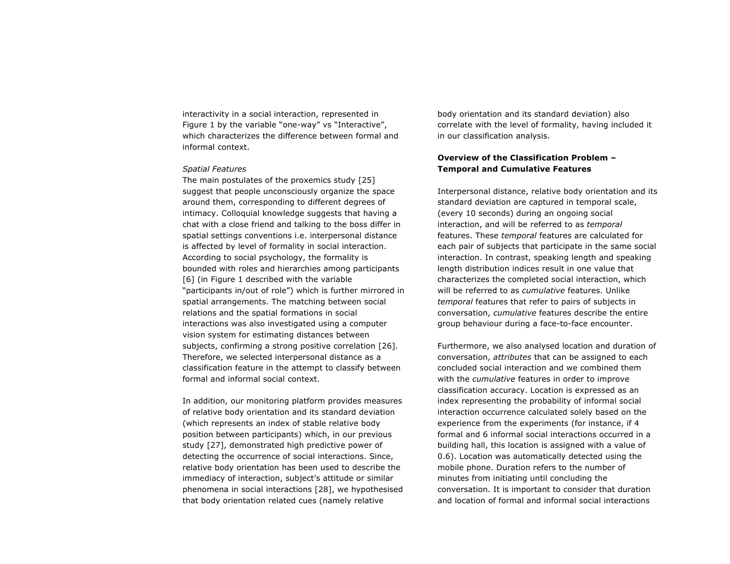interactivity in a social interaction, represented in Figure 1 by the variable "one-way" vs "Interactive", which characterizes the difference between formal and informal context.

*Spatial Features*

The main postulates of the proxemics study [25] suggest that people unconsciously organize the space around them, corresponding to different degrees of intimacy. Colloquial knowledge suggests that having a chat with a close friend and talking to the boss differ in spatial settings conventions i.e. interpersonal distance is affected by level of formality in social interaction. According to social psychology, the formality is bounded with roles and hierarchies among participants [6] (in Figure 1 described with the variable "participants in/out of role") which is further mirrored in spatial arrangements. The matching between social relations and the spatial formations in social interactions was also investigated using a computer vision system for estimating distances between subjects, confirming a strong positive correlation [26]. Therefore, we selected interpersonal distance as a classification feature in the attempt to classify between formal and informal social context.

In addition, our monitoring platform provides measures of relative body orientation and its standard deviation (which represents an index of stable relative body position between participants) which, in our previous study [27], demonstrated high predictive power of detecting the occurrence of social interactions. Since, relative body orientation has been used to describe the immediacy of interaction, subject's attitude or similar phenomena in social interactions [28], we hypothesised that body orientation related cues (namely relative body orientation and its standard deviation) also correlate with the level of formality, having included it in our classification analysis.

**Overview of the Classification Problem – Temporal and Cumulative Features**

Interpersonal distance, relative body orientation and its standard deviation are captured in temporal scale, (every 10 seconds) during an ongoing social interaction, and will be referred to as *temporal* features. These *temporal* features are calculated for each pair of subjects that participate in the same social interaction. In contrast, speaking length and speaking length distribution indices result in one value that characterizes the completed social interaction, which will be referred to as *cumulative* features. Unlike *temporal* features that refer to pairs of subjects in conversation, *cumulative* features describe the entire group behaviour during a face-to-face encounter.

Furthermore, we also analysed location and duration of conversation, *attributes* that can be assigned to each concluded social interaction and we combined them with the *cumulative* features in order to improve classification accuracy. Location is expressed as an index representing the probability of informal social interaction occurrence calculated solely based on the experience from the experiments (for instance, if 4 formal and 6 informal social interactions occurred in a building hall, this location is assigned with a value of 0.6). Location was automatically detected using the mobile phone. Duration refers to the number of minutes from initiating until concluding the conversation. It is important to consider that duration and location of formal and informal social interactions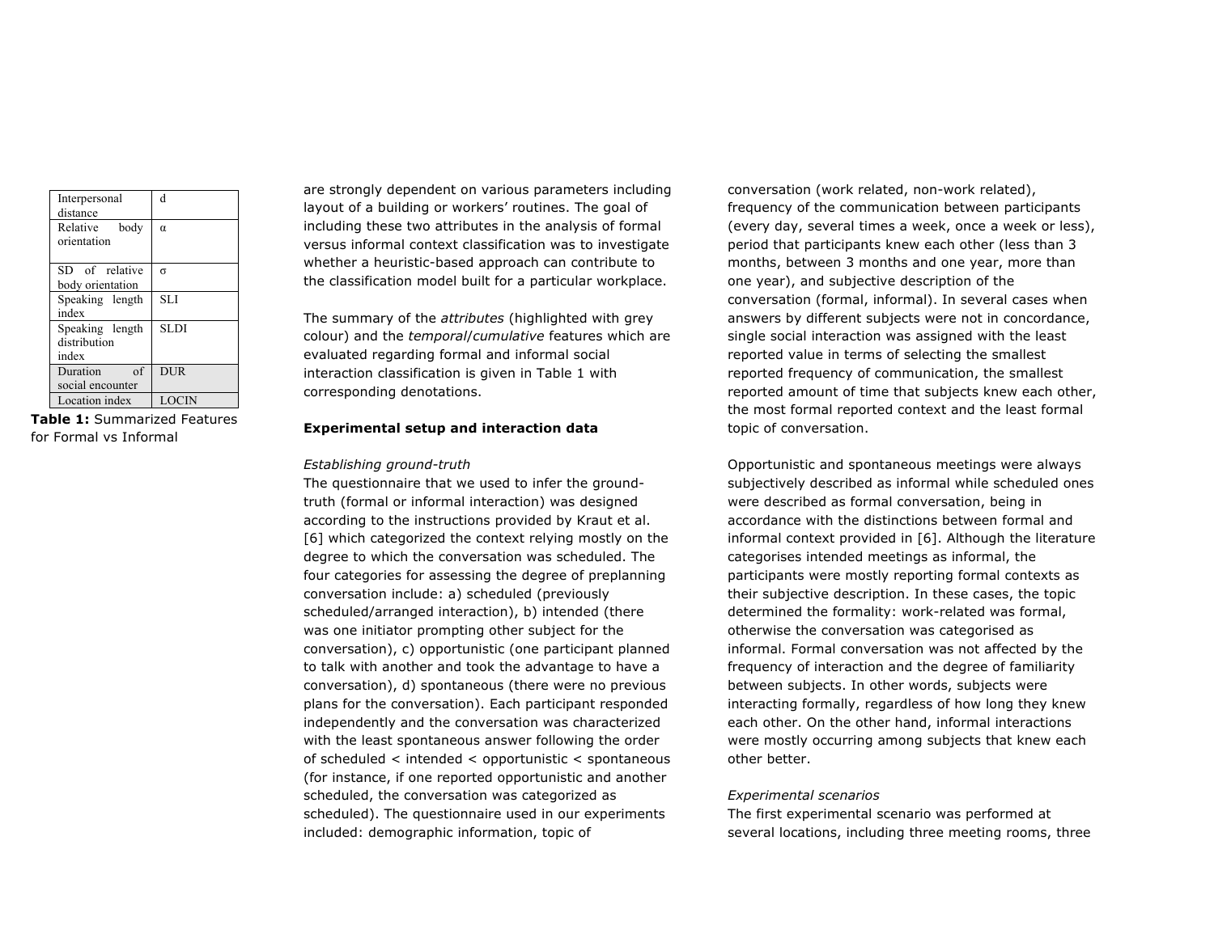| Interpersonal distance | d |
| --- | --- |
| Relative body orientation | α |
| SD of relative body orientation | σ |
| Speaking length index | SLI |
| Speaking length distribution index | SLDI |
| Duration of social encounter | DUR |
| Location index | LOCIN |

**Table 1:** Summarized Features for Formal vs Informal

are strongly dependent on various parameters including layout of a building or workers' routines. The goal of including these two attributes in the analysis of formal versus informal context classification was to investigate whether a heuristic-based approach can contribute to the classification model built for a particular workplace.

The summary of the *attributes* (highlighted with grey colour) and the *temporal*/*cumulative* features which are evaluated regarding formal and informal social interaction classification is given in Table 1 with corresponding denotations.

**Experimental setup and interaction data**

*Establishing ground-truth*

The questionnaire that we used to infer the ground-truth (formal or informal interaction) was designed according to the instructions provided by Kraut et al. [6] which categorized the context relying mostly on the degree to which the conversation was scheduled. The four categories for assessing the degree of preplanning conversation include: a) scheduled (previously scheduled/arranged interaction), b) intended (there was one initiator prompting other subject for the conversation), c) opportunistic (one participant planned to talk with another and took the advantage to have a conversation), d) spontaneous (there were no previous plans for the conversation). Each participant responded independently and the conversation was characterized with the least spontaneous answer following the order of scheduled < intended < opportunistic < spontaneous (for instance, if one reported opportunistic and another scheduled, the conversation was categorized as scheduled). The questionnaire used in our experiments included: demographic information, topic of conversation (work related, non-work related), frequency of the communication between participants (every day, several times a week, once a week or less), period that participants knew each other (less than 3 months, between 3 months and one year, more than one year), and subjective description of the conversation (formal, informal). In several cases when answers by different subjects were not in concordance, single social interaction was assigned with the least reported value in terms of selecting the smallest reported frequency of communication, the smallest reported amount of time that subjects knew each other, the most formal reported context and the least formal topic of conversation.

Opportunistic and spontaneous meetings were always subjectively described as informal while scheduled ones were described as formal conversation, being in accordance with the distinctions between formal and informal context provided in [6]. Although the literature categorises intended meetings as informal, the participants were mostly reporting formal contexts as their subjective description. In these cases, the topic determined the formality: work-related was formal, otherwise the conversation was categorised as informal. Formal conversation was not affected by the frequency of interaction and the degree of familiarity between subjects. In other words, subjects were interacting formally, regardless of how long they knew each other. On the other hand, informal interactions were mostly occurring among subjects that knew each other better.

*Experimental scenarios*

The first experimental scenario was performed at several locations, including three meeting rooms, three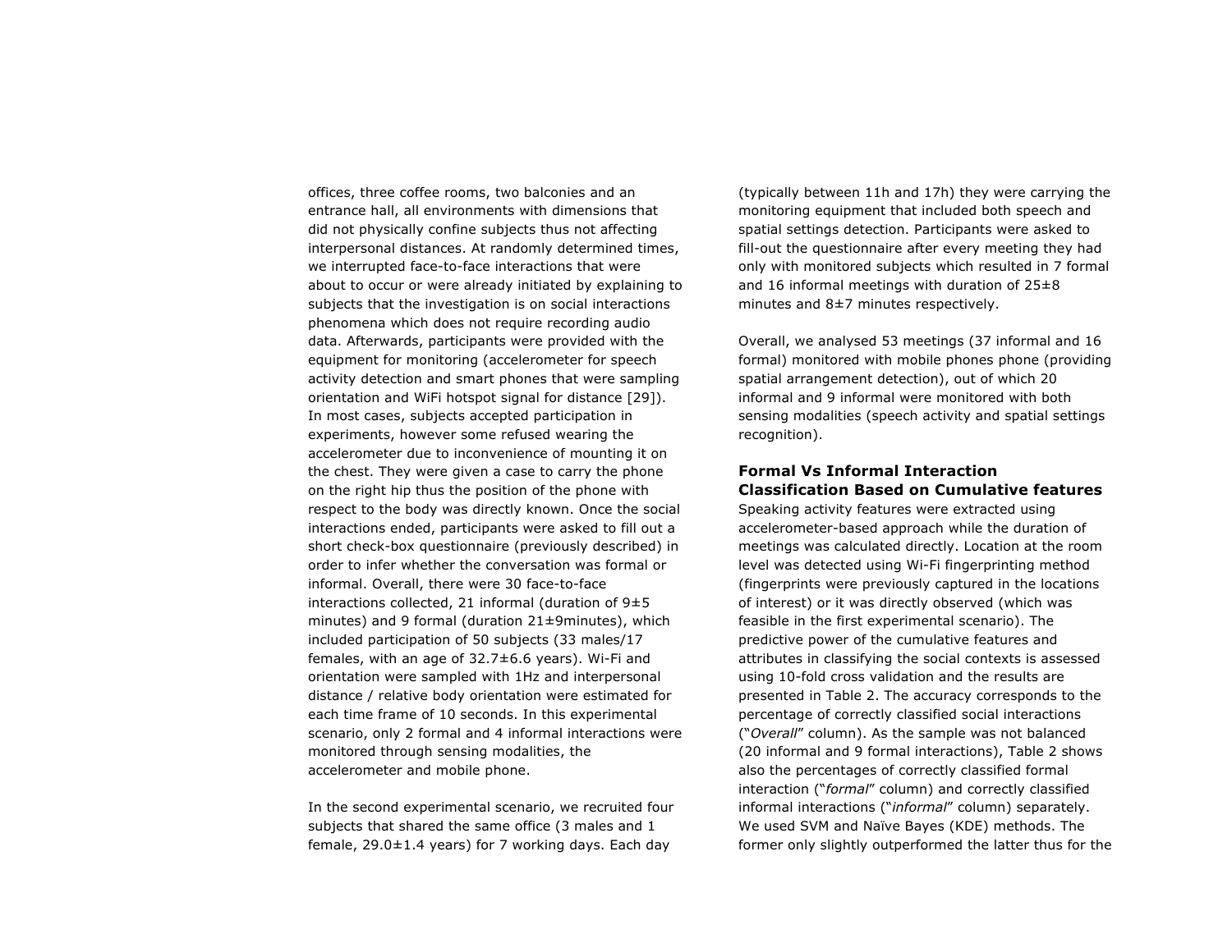offices, three coffee rooms, two balconies and an entrance hall, all environments with dimensions that did not physically confine subjects thus not affecting interpersonal distances. At randomly determined times, we interrupted face-to-face interactions that were about to occur or were already initiated by explaining to subjects that the investigation is on social interactions phenomena which does not require recording audio data. Afterwards, participants were provided with the equipment for monitoring (accelerometer for speech activity detection and smart phones that were sampling orientation and WiFi hotspot signal for distance [29]). In most cases, subjects accepted participation in experiments, however some refused wearing the accelerometer due to inconvenience of mounting it on the chest. They were given a case to carry the phone on the right hip thus the position of the phone with respect to the body was directly known. Once the social interactions ended, participants were asked to fill out a short check-box questionnaire (previously described) in order to infer whether the conversation was formal or informal. Overall, there were 30 face-to-face interactions collected, 21 informal (duration of 9±5 minutes) and 9 formal (duration 21±9minutes), which included participation of 50 subjects (33 males/17 females, with an age of 32.7±6.6 years). Wi-Fi and orientation were sampled with 1Hz and interpersonal distance / relative body orientation were estimated for each time frame of 10 seconds. In this experimental scenario, only 2 formal and 4 informal interactions were monitored through sensing modalities, the accelerometer and mobile phone.

In the second experimental scenario, we recruited four subjects that shared the same office (3 males and 1 female, 29.0±1.4 years) for 7 working days. Each day (typically between 11h and 17h) they were carrying the monitoring equipment that included both speech and spatial settings detection. Participants were asked to fill-out the questionnaire after every meeting they had only with monitored subjects which resulted in 7 formal and 16 informal meetings with duration of 25±8 minutes and 8±7 minutes respectively.

Overall, we analysed 53 meetings (37 informal and 16 formal) monitored with mobile phones phone (providing spatial arrangement detection), out of which 20 informal and 9 informal were monitored with both sensing modalities (speech activity and spatial settings recognition).

### Formal Vs Informal Interaction Classification Based on Cumulative features

Speaking activity features were extracted using accelerometer-based approach while the duration of meetings was calculated directly. Location at the room level was detected using Wi-Fi fingerprinting method (fingerprints were previously captured in the locations of interest) or it was directly observed (which was feasible in the first experimental scenario). The predictive power of the cumulative features and attributes in classifying the social contexts is assessed using 10-fold cross validation and the results are presented in Table 2. The accuracy corresponds to the percentage of correctly classified social interactions ("*Overall*" column). As the sample was not balanced (20 informal and 9 formal interactions), Table 2 shows also the percentages of correctly classified formal interaction ("*formal*" column) and correctly classified informal interactions ("*informal*" column) separately. We used SVM and Naïve Bayes (KDE) methods. The former only slightly outperformed the latter thus for the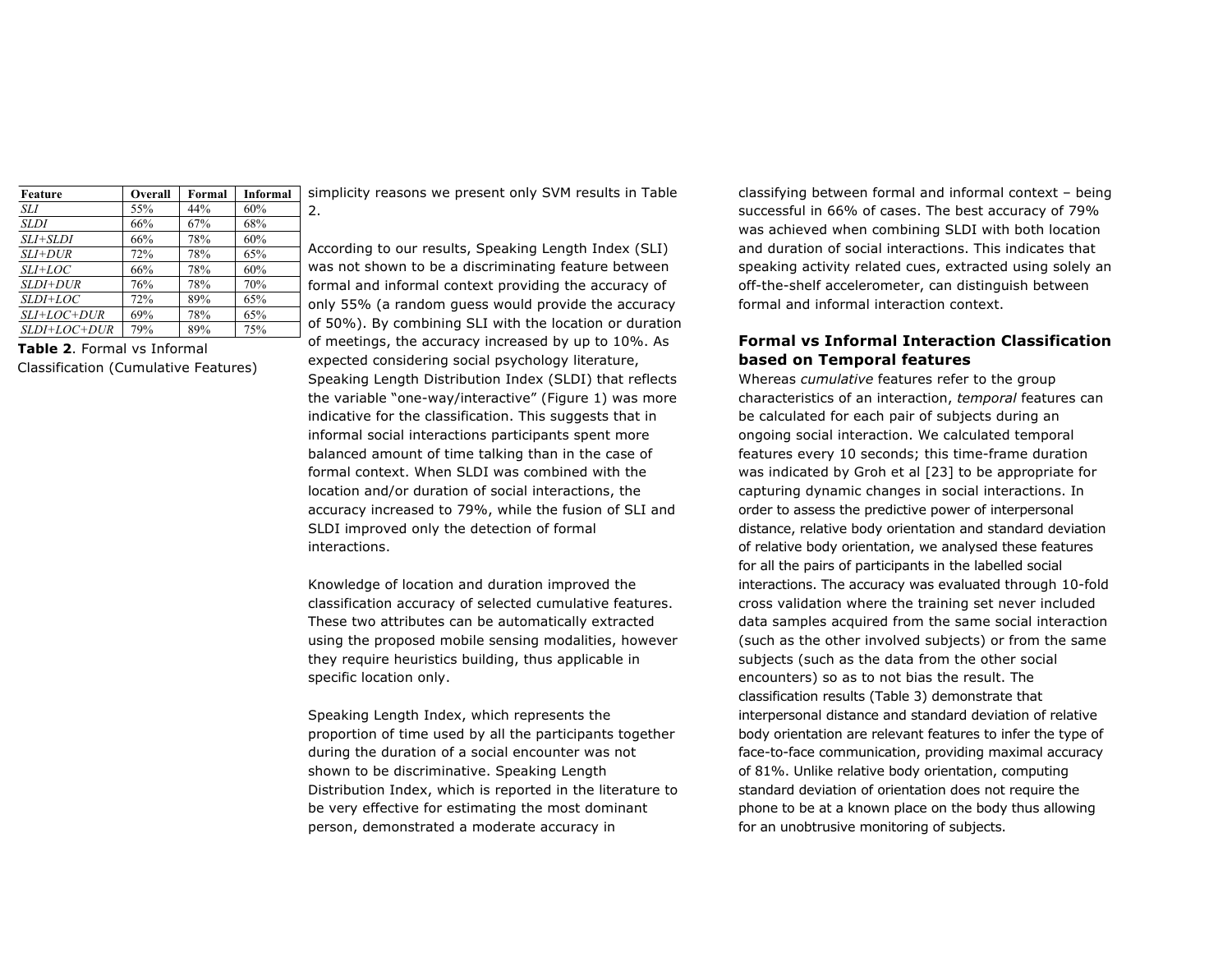| Feature | Overall | Formal | Informal |
|---|---|---|---|
| *SLI* | 55% | 44% | 60% |
| *SLDI* | 66% | 67% | 68% |
| *SLI+SLDI* | 66% | 78% | 60% |
| *SLI+DUR* | 72% | 78% | 65% |
| *SLI+LOC* | 66% | 78% | 60% |
| *SLDI+DUR* | 76% | 78% | 70% |
| *SLDI+LOC* | 72% | 89% | 65% |
| *SLI+LOC+DUR* | 69% | 78% | 65% |
| *SLDI+LOC+DUR* | 79% | 89% | 75% |

**Table 2**. Formal vs Informal Classification (Cumulative Features)

simplicity reasons we present only SVM results in Table 2.

According to our results, Speaking Length Index (SLI) was not shown to be a discriminating feature between formal and informal context providing the accuracy of only 55% (a random guess would provide the accuracy of 50%). By combining SLI with the location or duration of meetings, the accuracy increased by up to 10%. As expected considering social psychology literature, Speaking Length Distribution Index (SLDI) that reflects the variable "one-way/interactive" (Figure 1) was more indicative for the classification. This suggests that in informal social interactions participants spent more balanced amount of time talking than in the case of formal context. When SLDI was combined with the location and/or duration of social interactions, the accuracy increased to 79%, while the fusion of SLI and SLDI improved only the detection of formal interactions.

Knowledge of location and duration improved the classification accuracy of selected cumulative features. These two attributes can be automatically extracted using the proposed mobile sensing modalities, however they require heuristics building, thus applicable in specific location only.

Speaking Length Index, which represents the proportion of time used by all the participants together during the duration of a social encounter was not shown to be discriminative. Speaking Length Distribution Index, which is reported in the literature to be very effective for estimating the most dominant person, demonstrated a moderate accuracy in classifying between formal and informal context – being successful in 66% of cases. The best accuracy of 79% was achieved when combining SLDI with both location and duration of social interactions. This indicates that speaking activity related cues, extracted using solely an off-the-shelf accelerometer, can distinguish between formal and informal interaction context.

## Formal vs Informal Interaction Classification based on Temporal features

Whereas *cumulative* features refer to the group characteristics of an interaction, *temporal* features can be calculated for each pair of subjects during an ongoing social interaction. We calculated temporal features every 10 seconds; this time-frame duration was indicated by Groh et al [23] to be appropriate for capturing dynamic changes in social interactions. In order to assess the predictive power of interpersonal distance, relative body orientation and standard deviation of relative body orientation, we analysed these features for all the pairs of participants in the labelled social interactions. The accuracy was evaluated through 10-fold cross validation where the training set never included data samples acquired from the same social interaction (such as the other involved subjects) or from the same subjects (such as the data from the other social encounters) so as to not bias the result. The classification results (Table 3) demonstrate that interpersonal distance and standard deviation of relative body orientation are relevant features to infer the type of face-to-face communication, providing maximal accuracy of 81%. Unlike relative body orientation, computing standard deviation of orientation does not require the phone to be at a known place on the body thus allowing for an unobtrusive monitoring of subjects.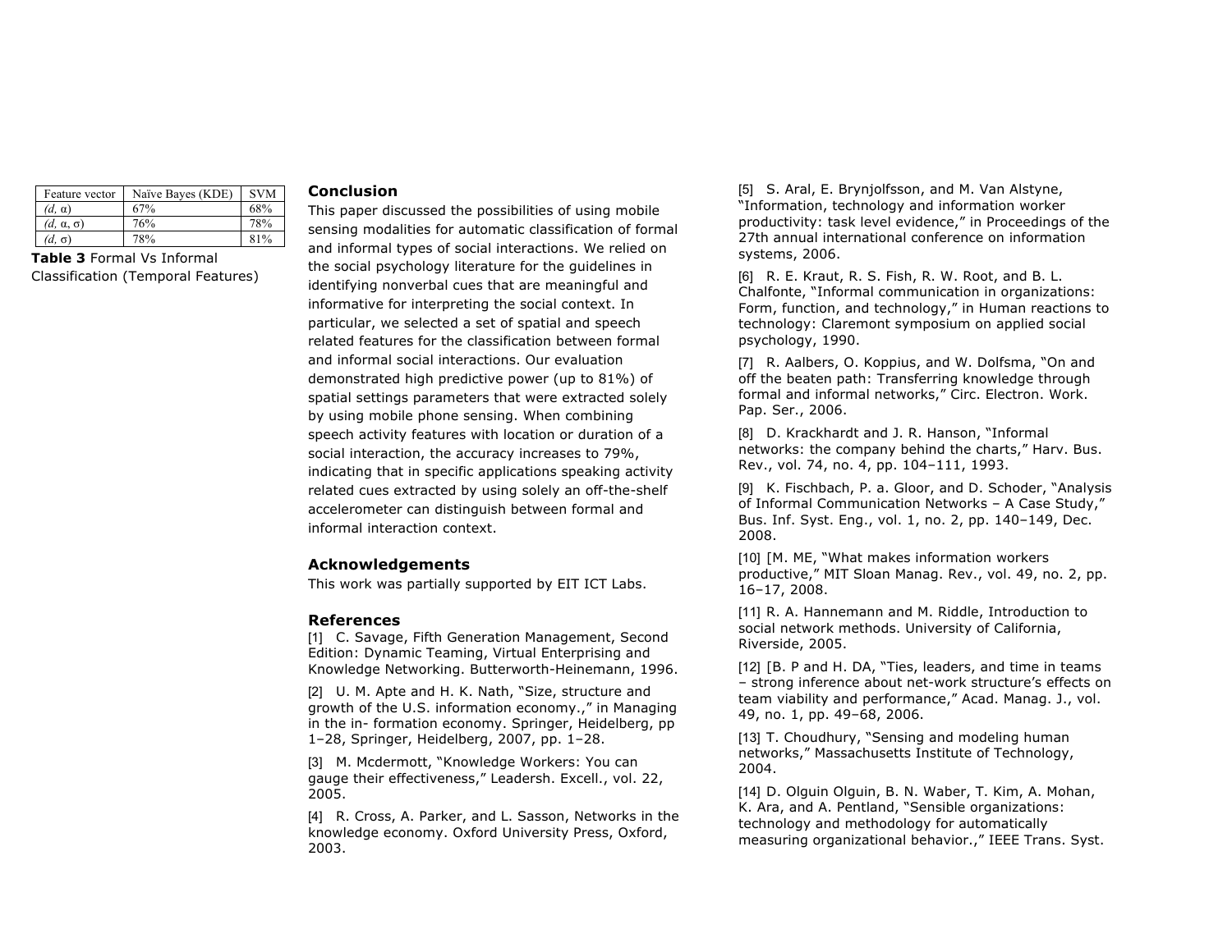| Feature vector | Naïve Bayes (KDE) | SVM |
| --- | --- | --- |
| *(d, α)* | 67% | 68% |
| *(d, α, σ)* | 76% | 78% |
| *(d, σ)* | 78% | 81% |

**Table 3** Formal Vs Informal Classification (Temporal Features)

## Conclusion

This paper discussed the possibilities of using mobile sensing modalities for automatic classification of formal and informal types of social interactions. We relied on the social psychology literature for the guidelines in identifying nonverbal cues that are meaningful and informative for interpreting the social context. In particular, we selected a set of spatial and speech related features for the classification between formal and informal social interactions. Our evaluation demonstrated high predictive power (up to 81%) of spatial settings parameters that were extracted solely by using mobile phone sensing. When combining speech activity features with location or duration of a social interaction, the accuracy increases to 79%, indicating that in specific applications speaking activity related cues extracted by using solely an off-the-shelf accelerometer can distinguish between formal and informal interaction context.

## Acknowledgements

This work was partially supported by EIT ICT Labs.

## References

[1] C. Savage, Fifth Generation Management, Second Edition: Dynamic Teaming, Virtual Enterprising and Knowledge Networking. Butterworth-Heinemann, 1996.

[2] U. M. Apte and H. K. Nath, "Size, structure and growth of the U.S. information economy.," in Managing in the in- formation economy. Springer, Heidelberg, pp 1–28, Springer, Heidelberg, 2007, pp. 1–28.

[3] M. Mcdermott, "Knowledge Workers: You can gauge their effectiveness," Leadersh. Excell., vol. 22, 2005.

[4] R. Cross, A. Parker, and L. Sasson, Networks in the knowledge economy. Oxford University Press, Oxford, 2003.

[5] S. Aral, E. Brynjolfsson, and M. Van Alstyne, "Information, technology and information worker productivity: task level evidence," in Proceedings of the 27th annual international conference on information systems, 2006.

[6] R. E. Kraut, R. S. Fish, R. W. Root, and B. L. Chalfonte, "Informal communication in organizations: Form, function, and technology," in Human reactions to technology: Claremont symposium on applied social psychology, 1990.

[7] R. Aalbers, O. Koppius, and W. Dolfsma, "On and off the beaten path: Transferring knowledge through formal and informal networks," Circ. Electron. Work. Pap. Ser., 2006.

[8] D. Krackhardt and J. R. Hanson, "Informal networks: the company behind the charts," Harv. Bus. Rev., vol. 74, no. 4, pp. 104–111, 1993.

[9] K. Fischbach, P. a. Gloor, and D. Schoder, "Analysis of Informal Communication Networks – A Case Study," Bus. Inf. Syst. Eng., vol. 1, no. 2, pp. 140–149, Dec. 2008.

[10] [M. ME, "What makes information workers productive," MIT Sloan Manag. Rev., vol. 49, no. 2, pp. 16–17, 2008.

[11] R. A. Hannemann and M. Riddle, Introduction to social network methods. University of California, Riverside, 2005.

[12] [B. P and H. DA, "Ties, leaders, and time in teams – strong inference about net-work structure's effects on team viability and performance," Acad. Manag. J., vol. 49, no. 1, pp. 49–68, 2006.

[13] T. Choudhury, "Sensing and modeling human networks," Massachusetts Institute of Technology, 2004.

[14] D. Olguin Olguin, B. N. Waber, T. Kim, A. Mohan, K. Ara, and A. Pentland, "Sensible organizations: technology and methodology for automatically measuring organizational behavior.," IEEE Trans. Syst.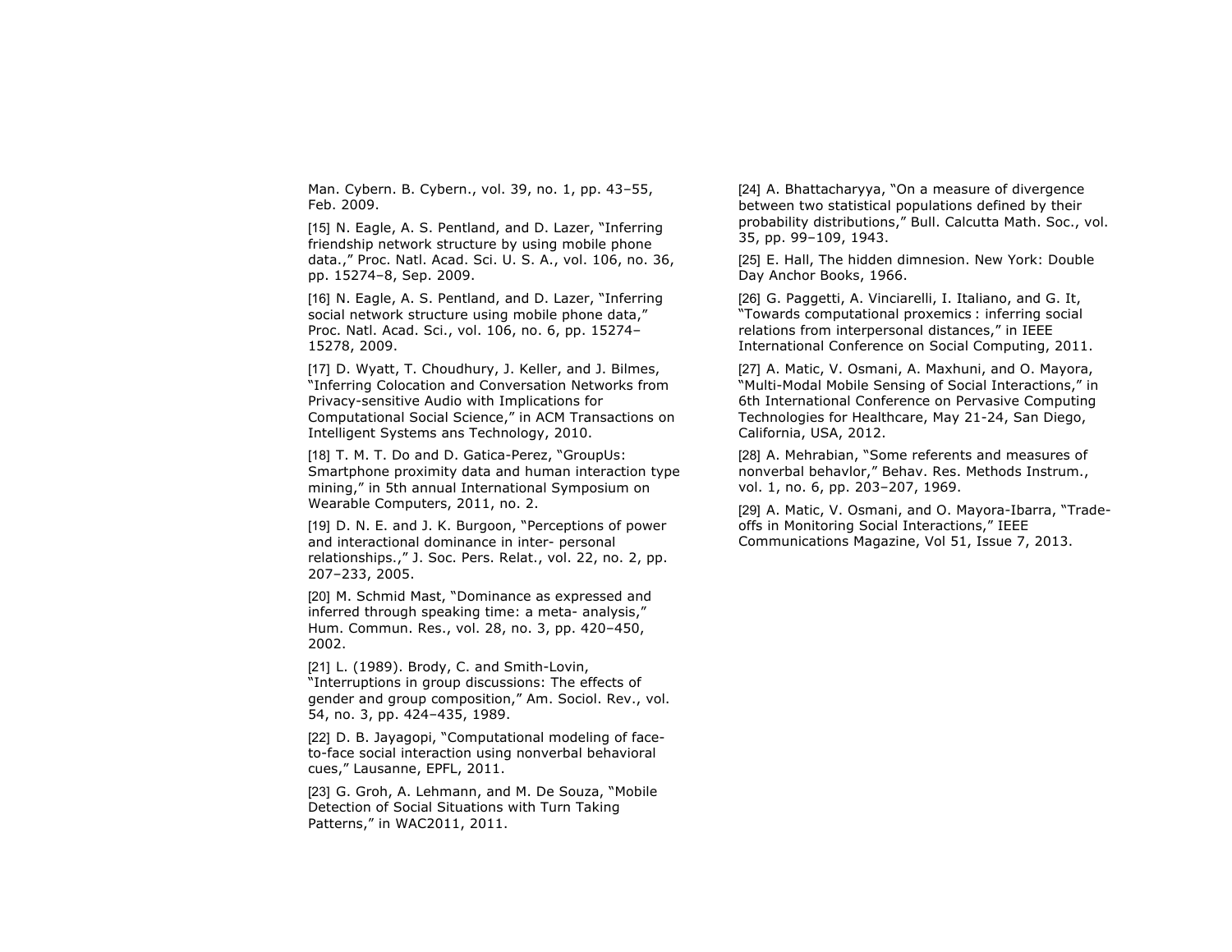Man. Cybern. B. Cybern., vol. 39, no. 1, pp. 43–55, Feb. 2009.

[15] N. Eagle, A. S. Pentland, and D. Lazer, "Inferring friendship network structure by using mobile phone data.," Proc. Natl. Acad. Sci. U. S. A., vol. 106, no. 36, pp. 15274–8, Sep. 2009.

[16] N. Eagle, A. S. Pentland, and D. Lazer, "Inferring social network structure using mobile phone data," Proc. Natl. Acad. Sci., vol. 106, no. 6, pp. 15274–15278, 2009.

[17] D. Wyatt, T. Choudhury, J. Keller, and J. Bilmes, "Inferring Colocation and Conversation Networks from Privacy-sensitive Audio with Implications for Computational Social Science," in ACM Transactions on Intelligent Systems ans Technology, 2010.

[18] T. M. T. Do and D. Gatica-Perez, "GroupUs: Smartphone proximity data and human interaction type mining," in 5th annual International Symposium on Wearable Computers, 2011, no. 2.

[19] D. N. E. and J. K. Burgoon, "Perceptions of power and interactional dominance in inter- personal relationships.," J. Soc. Pers. Relat., vol. 22, no. 2, pp. 207–233, 2005.

[20] M. Schmid Mast, "Dominance as expressed and inferred through speaking time: a meta- analysis," Hum. Commun. Res., vol. 28, no. 3, pp. 420–450, 2002.

[21] L. (1989). Brody, C. and Smith-Lovin, "Interruptions in group discussions: The effects of gender and group composition," Am. Sociol. Rev., vol. 54, no. 3, pp. 424–435, 1989.

[22] D. B. Jayagopi, "Computational modeling of face-to-face social interaction using nonverbal behavioral cues," Lausanne, EPFL, 2011.

[23] G. Groh, A. Lehmann, and M. De Souza, "Mobile Detection of Social Situations with Turn Taking Patterns," in WAC2011, 2011.

[24] A. Bhattacharyya, "On a measure of divergence between two statistical populations defined by their probability distributions," Bull. Calcutta Math. Soc., vol. 35, pp. 99–109, 1943.

[25] E. Hall, The hidden dimnesion. New York: Double Day Anchor Books, 1966.

[26] G. Paggetti, A. Vinciarelli, I. Italiano, and G. It, "Towards computational proxemics : inferring social relations from interpersonal distances," in IEEE International Conference on Social Computing, 2011.

[27] A. Matic, V. Osmani, A. Maxhuni, and O. Mayora, "Multi-Modal Mobile Sensing of Social Interactions," in 6th International Conference on Pervasive Computing Technologies for Healthcare, May 21-24, San Diego, California, USA, 2012.

[28] A. Mehrabian, "Some referents and measures of nonverbal behavlor," Behav. Res. Methods Instrum., vol. 1, no. 6, pp. 203–207, 1969.

[29] A. Matic, V. Osmani, and O. Mayora-Ibarra, "Trade-offs in Monitoring Social Interactions," IEEE Communications Magazine, Vol 51, Issue 7, 2013.